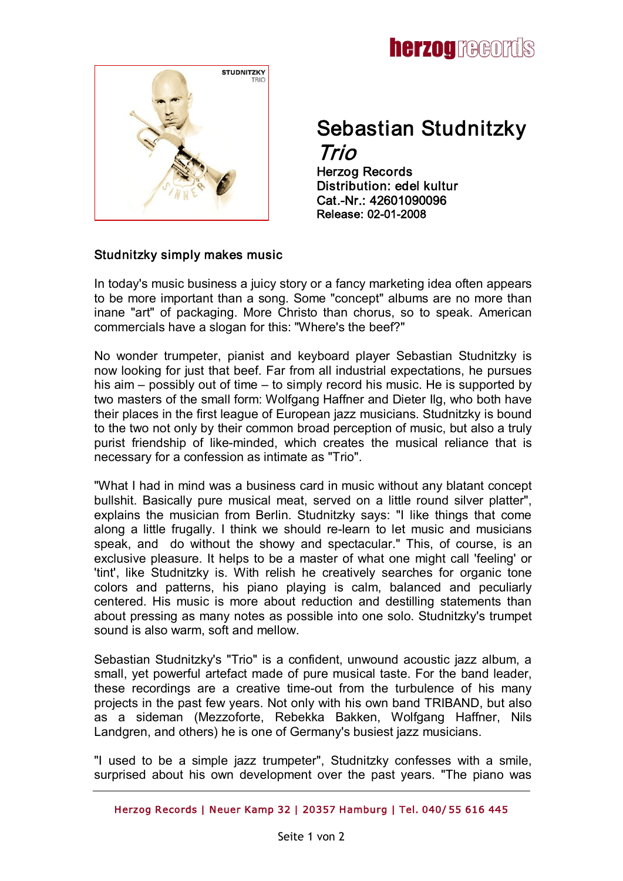# Sebastian Studnitzky

## *Trio*

**Herzog Records**
**Distribution: edel kultur**
**Cat.-Nr.: 42601090096**
**Release: 02-01-2008**

### Studnitzky simply makes music

In today's music business a juicy story or a fancy marketing idea often appears to be more important than a song. Some "concept" albums are no more than inane "art" of packaging. More Christo than chorus, so to speak. American commercials have a slogan for this: "Where's the beef?"

No wonder trumpeter, pianist and keyboard player Sebastian Studnitzky is now looking for just that beef. Far from all industrial expectations, he pursues his aim – possibly out of time – to simply record his music. He is supported by two masters of the small form: Wolfgang Haffner and Dieter Ilg, who both have their places in the first league of European jazz musicians. Studnitzky is bound to the two not only by their common broad perception of music, but also a truly purist friendship of like-minded, which creates the musical reliance that is necessary for a confession as intimate as "Trio".

"What I had in mind was a business card in music without any blatant concept bullshit. Basically pure musical meat, served on a little round silver platter", explains the musician from Berlin. Studnitzky says: "I like things that come along a little frugally. I think we should re-learn to let music and musicians speak, and do without the showy and spectacular." This, of course, is an exclusive pleasure. It helps to be a master of what one might call 'feeling' or 'tint', like Studnitzky is. With relish he creatively searches for organic tone colors and patterns, his piano playing is calm, balanced and peculiarly centered. His music is more about reduction and destilling statements than about pressing as many notes as possible into one solo. Studnitzky's trumpet sound is also warm, soft and mellow.

Sebastian Studnitzky's "Trio" is a confident, unwound acoustic jazz album, a small, yet powerful artefact made of pure musical taste. For the band leader, these recordings are a creative time-out from the turbulence of his many projects in the past few years. Not only with his own band TRIBAND, but also as a sideman (Mezzoforte, Rebekka Bakken, Wolfgang Haffner, Nils Landgren, and others) he is one of Germany's busiest jazz musicians.

"I used to be a simple jazz trumpeter", Studnitzky confesses with a smile, surprised about his own development over the past years. "The piano was

Herzog Records | Neuer Kamp 32 | 20357 Hamburg | Tel. 040/ 55 616 445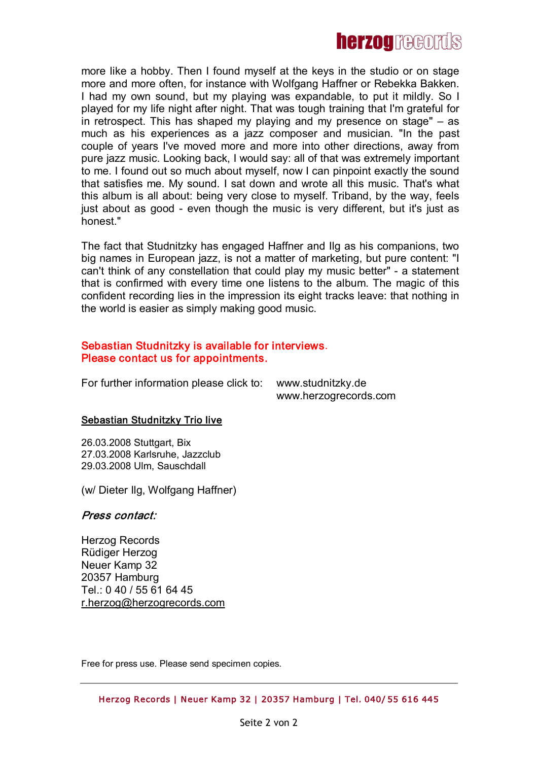more like a hobby. Then I found myself at the keys in the studio or on stage more and more often, for instance with Wolfgang Haffner or Rebekka Bakken. I had my own sound, but my playing was expandable, to put it mildly. So I played for my life night after night. That was tough training that I'm grateful for in retrospect. This has shaped my playing and my presence on stage" – as much as his experiences as a jazz composer and musician. "In the past couple of years I've moved more and more into other directions, away from pure jazz music. Looking back, I would say: all of that was extremely important to me. I found out so much about myself, now I can pinpoint exactly the sound that satisfies me. My sound. I sat down and wrote all this music. That's what this album is all about: being very close to myself. Triband, by the way, feels just about as good - even though the music is very different, but it's just as honest."

The fact that Studnitzky has engaged Haffner and Ilg as his companions, two big names in European jazz, is not a matter of marketing, but pure content: "I can't think of any constellation that could play my music better" - a statement that is confirmed with every time one listens to the album. The magic of this confident recording lies in the impression its eight tracks leave: that nothing in the world is easier as simply making good music.

**Sebastian Studnitzky is available for interviews.**
**Please contact us for appointments.**

For further information please click to: www.studnitzky.de
www.herzogrecords.com

Sebastian Studnitzky Trio live

26.03.2008 Stuttgart, Bix
27.03.2008 Karlsruhe, Jazzclub
29.03.2008 Ulm, Sauschdall

(w/ Dieter Ilg, Wolfgang Haffner)

*Press contact:*

Herzog Records
Rüdiger Herzog
Neuer Kamp 32
20357 Hamburg
Tel.: 0 40 / 55 61 64 45
r.herzog@herzogrecords.com

Free for press use. Please send specimen copies.